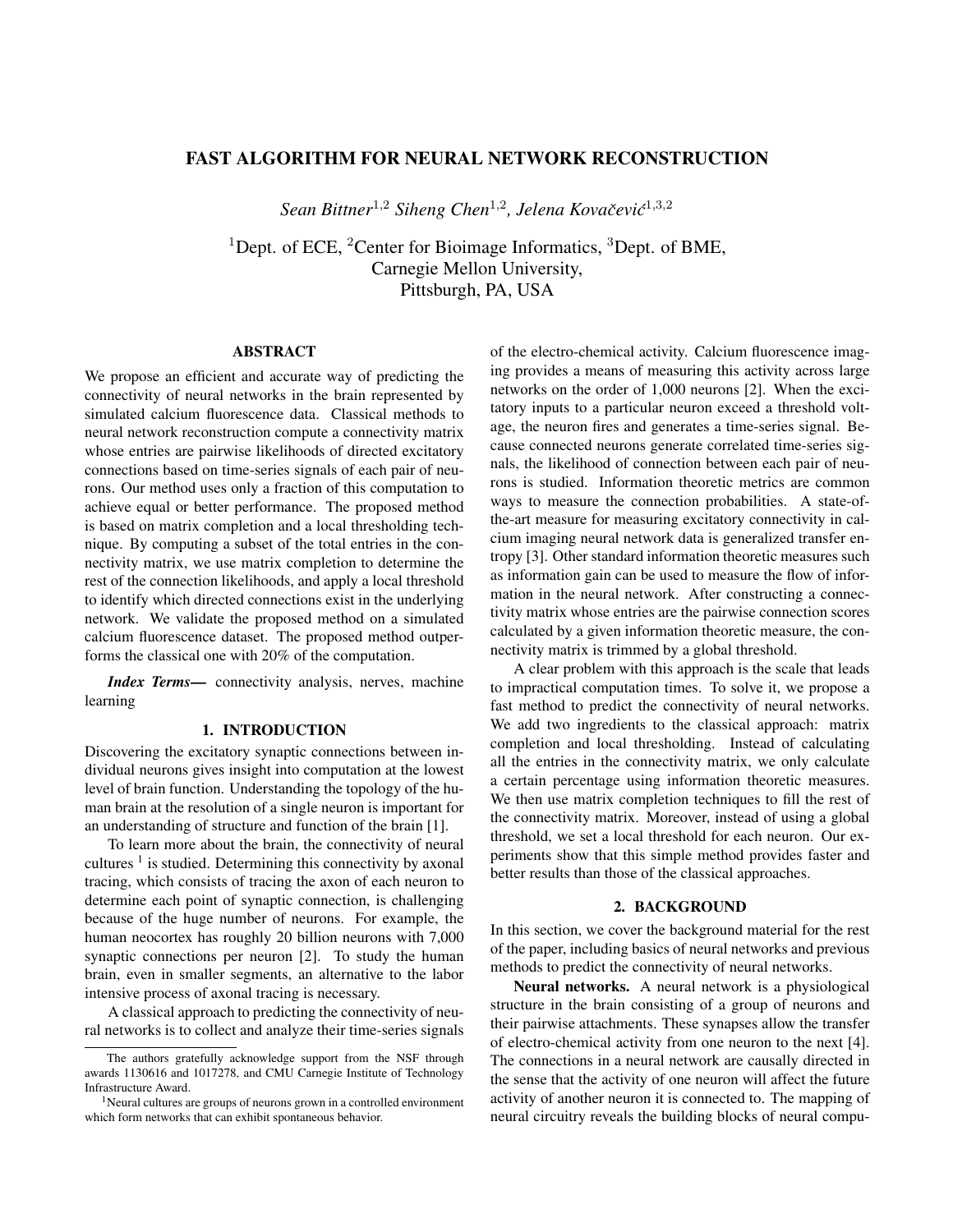# FAST ALGORITHM FOR NEURAL NETWORK RECONSTRUCTION

*Sean Bittner*[1,2] *Siheng Chen*[1,2], *Jelena Kovačević*[1,3,2]

[1]Dept. of ECE, [2]Center for Bioimage Informatics, [3]Dept. of BME,
Carnegie Mellon University,
Pittsburgh, PA, USA

## ABSTRACT

We propose an efficient and accurate way of predicting the connectivity of neural networks in the brain represented by simulated calcium fluorescence data. Classical methods to neural network reconstruction compute a connectivity matrix whose entries are pairwise likelihoods of directed excitatory connections based on time-series signals of each pair of neurons. Our method uses only a fraction of this computation to achieve equal or better performance. The proposed method is based on matrix completion and a local thresholding technique. By computing a subset of the total entries in the connectivity matrix, we use matrix completion to determine the rest of the connection likelihoods, and apply a local threshold to identify which directed connections exist in the underlying network. We validate the proposed method on a simulated calcium fluorescence dataset. The proposed method outperforms the classical one with 20% of the computation.

***Index Terms—*** connectivity analysis, nerves, machine learning

## 1. INTRODUCTION

Discovering the excitatory synaptic connections between individual neurons gives insight into computation at the lowest level of brain function. Understanding the topology of the human brain at the resolution of a single neuron is important for an understanding of structure and function of the brain [1].

To learn more about the brain, the connectivity of neural cultures [1] is studied. Determining this connectivity by axonal tracing, which consists of tracing the axon of each neuron to determine each point of synaptic connection, is challenging because of the huge number of neurons. For example, the human neocortex has roughly 20 billion neurons with 7,000 synaptic connections per neuron [2]. To study the human brain, even in smaller segments, an alternative to the labor intensive process of axonal tracing is necessary.

A classical approach to predicting the connectivity of neural networks is to collect and analyze their time-series signals of the electro-chemical activity. Calcium fluorescence imaging provides a means of measuring this activity across large networks on the order of 1,000 neurons [2]. When the excitatory inputs to a particular neuron exceed a threshold voltage, the neuron fires and generates a time-series signal. Because connected neurons generate correlated time-series signals, the likelihood of connection between each pair of neurons is studied. Information theoretic metrics are common ways to measure the connection probabilities. A state-of-the-art measure for measuring excitatory connectivity in calcium imaging neural network data is generalized transfer entropy [3]. Other standard information theoretic measures such as information gain can be used to measure the flow of information in the neural network. After constructing a connectivity matrix whose entries are the pairwise connection scores calculated by a given information theoretic measure, the connectivity matrix is trimmed by a global threshold.

A clear problem with this approach is the scale that leads to impractical computation times. To solve it, we propose a fast method to predict the connectivity of neural networks. We add two ingredients to the classical approach: matrix completion and local thresholding. Instead of calculating all the entries in the connectivity matrix, we only calculate a certain percentage using information theoretic measures. We then use matrix completion techniques to fill the rest of the connectivity matrix. Moreover, instead of using a global threshold, we set a local threshold for each neuron. Our experiments show that this simple method provides faster and better results than those of the classical approaches.

## 2. BACKGROUND

In this section, we cover the background material for the rest of the paper, including basics of neural networks and previous methods to predict the connectivity of neural networks.

**Neural networks.** A neural network is a physiological structure in the brain consisting of a group of neurons and their pairwise attachments. These synapses allow the transfer of electro-chemical activity from one neuron to the next [4]. The connections in a neural network are causally directed in the sense that the activity of one neuron will affect the future activity of another neuron it is connected to. The mapping of neural circuitry reveals the building blocks of neural compu-

---

The authors gratefully acknowledge support from the NSF through awards 1130616 and 1017278, and CMU Carnegie Institute of Technology Infrastructure Award.

[1]Neural cultures are groups of neurons grown in a controlled environment which form networks that can exhibit spontaneous behavior.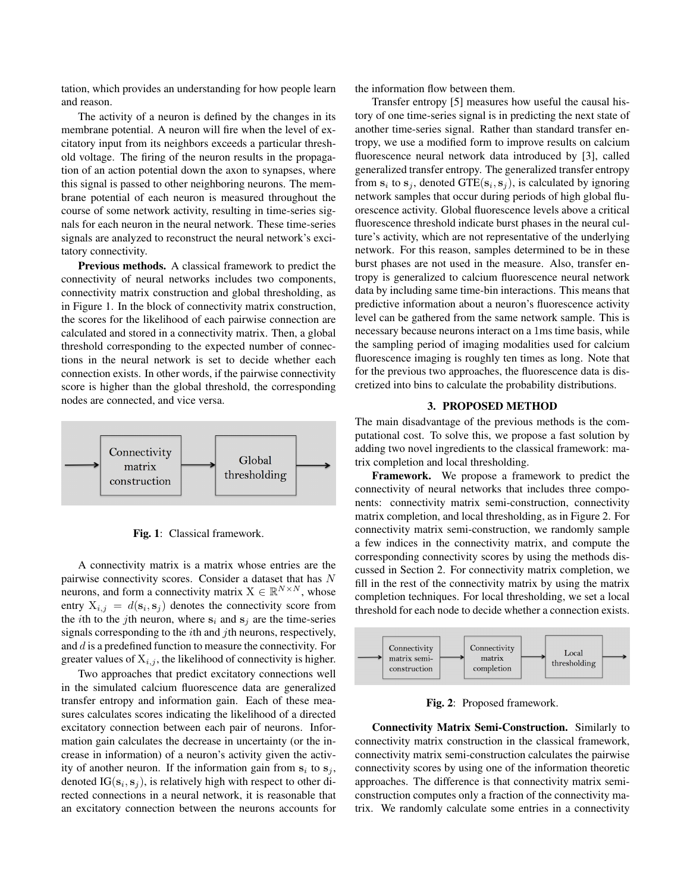tation, which provides an understanding for how people learn and reason.

The activity of a neuron is defined by the changes in its membrane potential. A neuron will fire when the level of excitatory input from its neighbors exceeds a particular threshold voltage. The firing of the neuron results in the propagation of an action potential down the axon to synapses, where this signal is passed to other neighboring neurons. The membrane potential of each neuron is measured throughout the course of some network activity, resulting in time-series signals for each neuron in the neural network. These time-series signals are analyzed to reconstruct the neural network's excitatory connectivity.

**Previous methods.** A classical framework to predict the connectivity of neural networks includes two components, connectivity matrix construction and global thresholding, as in Figure 1. In the block of connectivity matrix construction, the scores for the likelihood of each pairwise connection are calculated and stored in a connectivity matrix. Then, a global threshold corresponding to the expected number of connections in the neural network is set to decide whether each connection exists. In other words, if the pairwise connectivity score is higher than the global threshold, the corresponding nodes are connected, and vice versa.

**Fig. 1**: Classical framework.

A connectivity matrix is a matrix whose entries are the pairwise connectivity scores. Consider a dataset that has $N$ neurons, and form a connectivity matrix $\mathrm{X} \in \mathbb{R}^{N \times N}$, whose entry $\mathrm{X}_{i,j} = d(\mathbf{s}_i, \mathbf{s}_j)$ denotes the connectivity score from the $i$th to the $j$th neuron, where $\mathbf{s}_i$ and $\mathbf{s}_j$ are the time-series signals corresponding to the $i$th and $j$th neurons, respectively, and $d$ is a predefined function to measure the connectivity. For greater values of $\mathrm{X}_{i,j}$, the likelihood of connectivity is higher.

Two approaches that predict excitatory connections well in the simulated calcium fluorescence data are generalized transfer entropy and information gain. Each of these measures calculates scores indicating the likelihood of a directed excitatory connection between each pair of neurons. Information gain calculates the decrease in uncertainty (or the increase in information) of a neuron's activity given the activity of another neuron. If the information gain from $\mathbf{s}_i$ to $\mathbf{s}_j$, denoted $\mathrm{IG}(\mathbf{s}_i, \mathbf{s}_j)$, is relatively high with respect to other directed connections in a neural network, it is reasonable that an excitatory connection between the neurons accounts for the information flow between them.

Transfer entropy [5] measures how useful the causal history of one time-series signal is in predicting the next state of another time-series signal. Rather than standard transfer entropy, we use a modified form to improve results on calcium fluorescence neural network data introduced by [3], called generalized transfer entropy. The generalized transfer entropy from $\mathbf{s}_i$ to $\mathbf{s}_j$, denoted $\mathrm{GTE}(\mathbf{s}_i, \mathbf{s}_j)$, is calculated by ignoring network samples that occur during periods of high global fluorescence activity. Global fluorescence levels above a critical fluorescence threshold indicate burst phases in the neural culture's activity, which are not representative of the underlying network. For this reason, samples determined to be in these burst phases are not used in the measure. Also, transfer entropy is generalized to calcium fluorescence neural network data by including same time-bin interactions. This means that predictive information about a neuron's fluorescence activity level can be gathered from the same network sample. This is necessary because neurons interact on a 1ms time basis, while the sampling period of imaging modalities used for calcium fluorescence imaging is roughly ten times as long. Note that for the previous two approaches, the fluorescence data is discretized into bins to calculate the probability distributions.

## 3. PROPOSED METHOD

The main disadvantage of the previous methods is the computational cost. To solve this, we propose a fast solution by adding two novel ingredients to the classical framework: matrix completion and local thresholding.

**Framework.** We propose a framework to predict the connectivity of neural networks that includes three components: connectivity matrix semi-construction, connectivity matrix completion, and local thresholding, as in Figure 2. For connectivity matrix semi-construction, we randomly sample a few indices in the connectivity matrix, and compute the corresponding connectivity scores by using the methods discussed in Section 2. For connectivity matrix completion, we fill in the rest of the connectivity matrix by using the matrix completion techniques. For local thresholding, we set a local threshold for each node to decide whether a connection exists.

**Fig. 2**: Proposed framework.

**Connectivity Matrix Semi-Construction.** Similarly to connectivity matrix construction in the classical framework, connectivity matrix semi-construction calculates the pairwise connectivity scores by using one of the information theoretic approaches. The difference is that connectivity matrix semi-construction computes only a fraction of the connectivity matrix. We randomly calculate some entries in a connectivity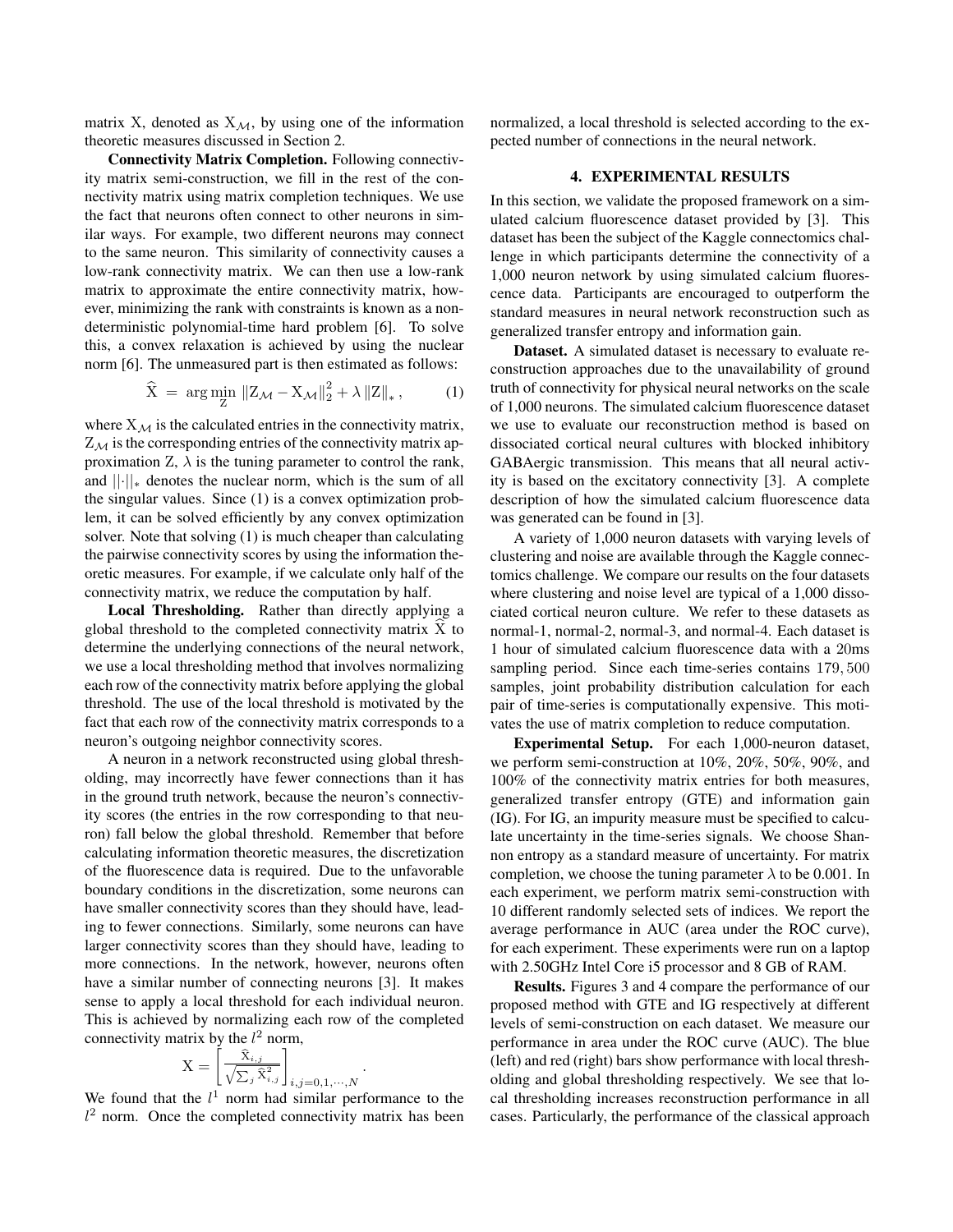matrix X, denoted as $X_{\mathcal{M}}$, by using one of the information theoretic measures discussed in Section 2.

**Connectivity Matrix Completion.** Following connectivity matrix semi-construction, we fill in the rest of the connectivity matrix using matrix completion techniques. We use the fact that neurons often connect to other neurons in similar ways. For example, two different neurons may connect to the same neuron. This similarity of connectivity causes a low-rank connectivity matrix. We can then use a low-rank matrix to approximate the entire connectivity matrix, however, minimizing the rank with constraints is known as a nondeterministic polynomial-time hard problem [6]. To solve this, a convex relaxation is achieved by using the nuclear norm [6]. The unmeasured part is then estimated as follows:

$$\widehat{X} = \arg\min_{Z} \|Z_{\mathcal{M}} - X_{\mathcal{M}}\|_2^2 + \lambda \|Z\|_*, \qquad (1)$$

where $X_{\mathcal{M}}$ is the calculated entries in the connectivity matrix, $Z_{\mathcal{M}}$ is the corresponding entries of the connectivity matrix approximation Z, $\lambda$ is the tuning parameter to control the rank, and $||\cdot||_*$ denotes the nuclear norm, which is the sum of all the singular values. Since (1) is a convex optimization problem, it can be solved efficiently by any convex optimization solver. Note that solving (1) is much cheaper than calculating the pairwise connectivity scores by using the information theoretic measures. For example, if we calculate only half of the connectivity matrix, we reduce the computation by half.

**Local Thresholding.** Rather than directly applying a global threshold to the completed connectivity matrix $\widehat{X}$ to determine the underlying connections of the neural network, we use a local thresholding method that involves normalizing each row of the connectivity matrix before applying the global threshold. The use of the local threshold is motivated by the fact that each row of the connectivity matrix corresponds to a neuron's outgoing neighbor connectivity scores.

A neuron in a network reconstructed using global thresholding, may incorrectly have fewer connections than it has in the ground truth network, because the neuron's connectivity scores (the entries in the row corresponding to that neuron) fall below the global threshold. Remember that before calculating information theoretic measures, the discretization of the fluorescence data is required. Due to the unfavorable boundary conditions in the discretization, some neurons can have smaller connectivity scores than they should have, leading to fewer connections. Similarly, some neurons can have larger connectivity scores than they should have, leading to more connections. In the network, however, neurons often have a similar number of connecting neurons [3]. It makes sense to apply a local threshold for each individual neuron. This is achieved by normalizing each row of the completed connectivity matrix by the $l^2$ norm,

$$X = \left[ \frac{\widehat{X}_{i,j}}{\sqrt{\sum_j \widehat{X}_{i,j}^2}} \right]_{i,j=0,1,\cdots,N}.$$

We found that the $l^1$ norm had similar performance to the $l^2$ norm. Once the completed connectivity matrix has been normalized, a local threshold is selected according to the expected number of connections in the neural network.

## 4. EXPERIMENTAL RESULTS

In this section, we validate the proposed framework on a simulated calcium fluorescence dataset provided by [3]. This dataset has been the subject of the Kaggle connectomics challenge in which participants determine the connectivity of a 1,000 neuron network by using simulated calcium fluorescence data. Participants are encouraged to outperform the standard measures in neural network reconstruction such as generalized transfer entropy and information gain.

**Dataset.** A simulated dataset is necessary to evaluate reconstruction approaches due to the unavailability of ground truth of connectivity for physical neural networks on the scale of 1,000 neurons. The simulated calcium fluorescence dataset we use to evaluate our reconstruction method is based on dissociated cortical neural cultures with blocked inhibitory GABAergic transmission. This means that all neural activity is based on the excitatory connectivity [3]. A complete description of how the simulated calcium fluorescence data was generated can be found in [3].

A variety of 1,000 neuron datasets with varying levels of clustering and noise are available through the Kaggle connectomics challenge. We compare our results on the four datasets where clustering and noise level are typical of a 1,000 dissociated cortical neuron culture. We refer to these datasets as normal-1, normal-2, normal-3, and normal-4. Each dataset is 1 hour of simulated calcium fluorescence data with a 20ms sampling period. Since each time-series contains 179,500 samples, joint probability distribution calculation for each pair of time-series is computationally expensive. This motivates the use of matrix completion to reduce computation.

**Experimental Setup.** For each 1,000-neuron dataset, we perform semi-construction at 10%, 20%, 50%, 90%, and 100% of the connectivity matrix entries for both measures, generalized transfer entropy (GTE) and information gain (IG). For IG, an impurity measure must be specified to calculate uncertainty in the time-series signals. We choose Shannon entropy as a standard measure of uncertainty. For matrix completion, we choose the tuning parameter $\lambda$ to be 0.001. In each experiment, we perform matrix semi-construction with 10 different randomly selected sets of indices. We report the average performance in AUC (area under the ROC curve), for each experiment. These experiments were run on a laptop with 2.50GHz Intel Core i5 processor and 8 GB of RAM.

**Results.** Figures 3 and 4 compare the performance of our proposed method with GTE and IG respectively at different levels of semi-construction on each dataset. We measure our performance in area under the ROC curve (AUC). The blue (left) and red (right) bars show performance with local thresholding and global thresholding respectively. We see that local thresholding increases reconstruction performance in all cases. Particularly, the performance of the classical approach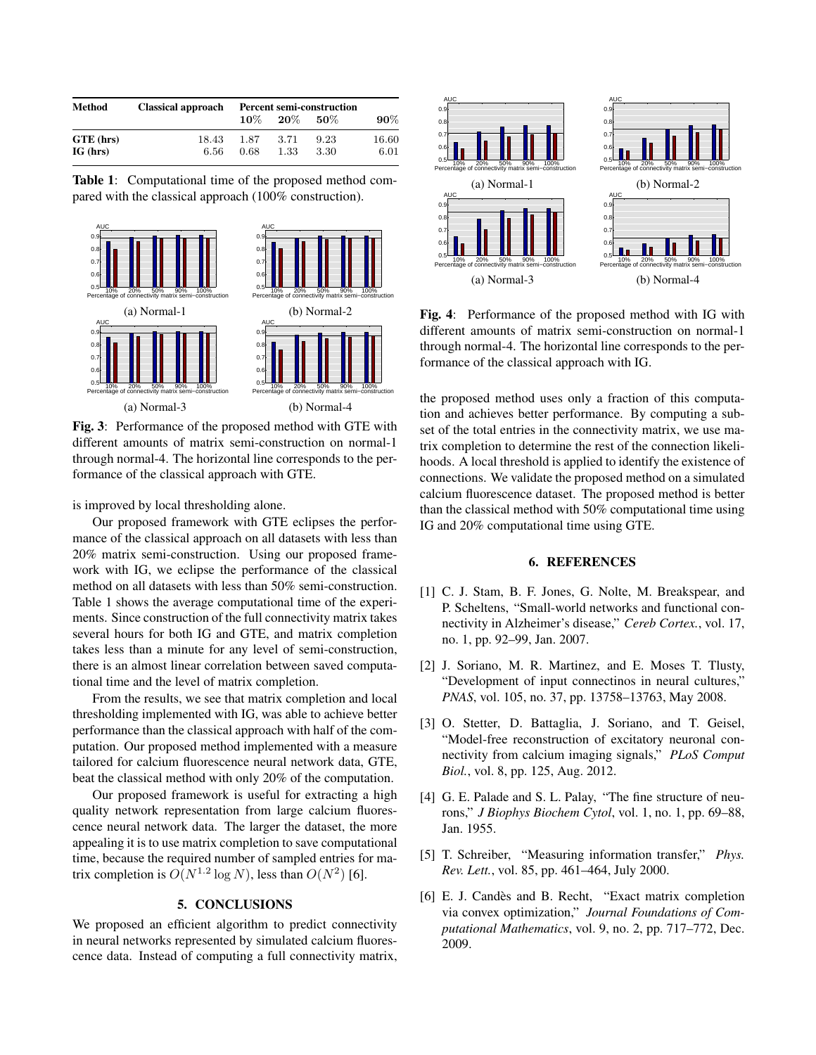| Method | Classical approach | Percent semi-construction | | | |
|---|---|---|---|---|---|
| | | 10% | 20% | 50% | 90% |
| GTE (hrs) | 18.43 | 1.87 | 3.71 | 9.23 | 16.60 |
| IG (hrs) | 6.56 | 0.68 | 1.33 | 3.30 | 6.01 |

**Table 1**: Computational time of the proposed method compared with the classical approach (100% construction).

AUC
0.9
0.8
0.7
0.6
0.5
10% 20% 50% 90% 100%
Percentage of connectivity matrix semi-construction

(a) Normal-1

(b) Normal-2

(a) Normal-3

(b) Normal-4

**Fig. 3**: Performance of the proposed method with GTE with different amounts of matrix semi-construction on normal-1 through normal-4. The horizontal line corresponds to the performance of the classical approach with GTE.

AUC
0.9
0.8
0.7
0.6
0.5
10% 20% 50% 90% 100%
Percentage of connectivity matrix semi-construction

(a) Normal-1

(b) Normal-2

(a) Normal-3

(b) Normal-4

**Fig. 4**: Performance of the proposed method with IG with different amounts of matrix semi-construction on normal-1 through normal-4. The horizontal line corresponds to the performance of the classical approach with IG.

is improved by local thresholding alone.

Our proposed framework with GTE eclipses the performance of the classical approach on all datasets with less than 20% matrix semi-construction. Using our proposed framework with IG, we eclipse the performance of the classical method on all datasets with less than 50% semi-construction. Table 1 shows the average computational time of the experiments. Since construction of the full connectivity matrix takes several hours for both IG and GTE, and matrix completion takes less than a minute for any level of semi-construction, there is an almost linear correlation between saved computational time and the level of matrix completion.

From the results, we see that matrix completion and local thresholding implemented with IG, was able to achieve better performance than the classical approach with half of the computation. Our proposed method implemented with a measure tailored for calcium fluorescence neural network data, GTE, beat the classical method with only 20% of the computation.

Our proposed framework is useful for extracting a high quality network representation from large calcium fluorescence neural network data. The larger the dataset, the more appealing it is to use matrix completion to save computational time, because the required number of sampled entries for matrix completion is $O(N^{1.2} \log N)$, less than $O(N^2)$ [6].

## 5. CONCLUSIONS

We proposed an efficient algorithm to predict connectivity in neural networks represented by simulated calcium fluorescence data. Instead of computing a full connectivity matrix, the proposed method uses only a fraction of this computation and achieves better performance. By computing a subset of the total entries in the connectivity matrix, we use matrix completion to determine the rest of the connection likelihoods. A local threshold is applied to identify the existence of connections. We validate the proposed method on a simulated calcium fluorescence dataset. The proposed method is better than the classical method with 50% computational time using IG and 20% computational time using GTE.

## 6. REFERENCES

[1] C. J. Stam, B. F. Jones, G. Nolte, M. Breakspear, and P. Scheltens, "Small-world networks and functional connectivity in Alzheimer's disease," *Cereb Cortex.*, vol. 17, no. 1, pp. 92–99, Jan. 2007.

[2] J. Soriano, M. R. Martinez, and E. Moses T. Tlusty, "Development of input connectinos in neural cultures," *PNAS*, vol. 105, no. 37, pp. 13758–13763, May 2008.

[3] O. Stetter, D. Battaglia, J. Soriano, and T. Geisel, "Model-free reconstruction of excitatory neuronal connectivity from calcium imaging signals," *PLoS Comput Biol.*, vol. 8, pp. 125, Aug. 2012.

[4] G. E. Palade and S. L. Palay, "The fine structure of neurons," *J Biophys Biochem Cytol*, vol. 1, no. 1, pp. 69–88, Jan. 1955.

[5] T. Schreiber, "Measuring information transfer," *Phys. Rev. Lett.*, vol. 85, pp. 461–464, July 2000.

[6] E. J. Candès and B. Recht, "Exact matrix completion via convex optimization," *Journal Foundations of Computational Mathematics*, vol. 9, no. 2, pp. 717–772, Dec. 2009.